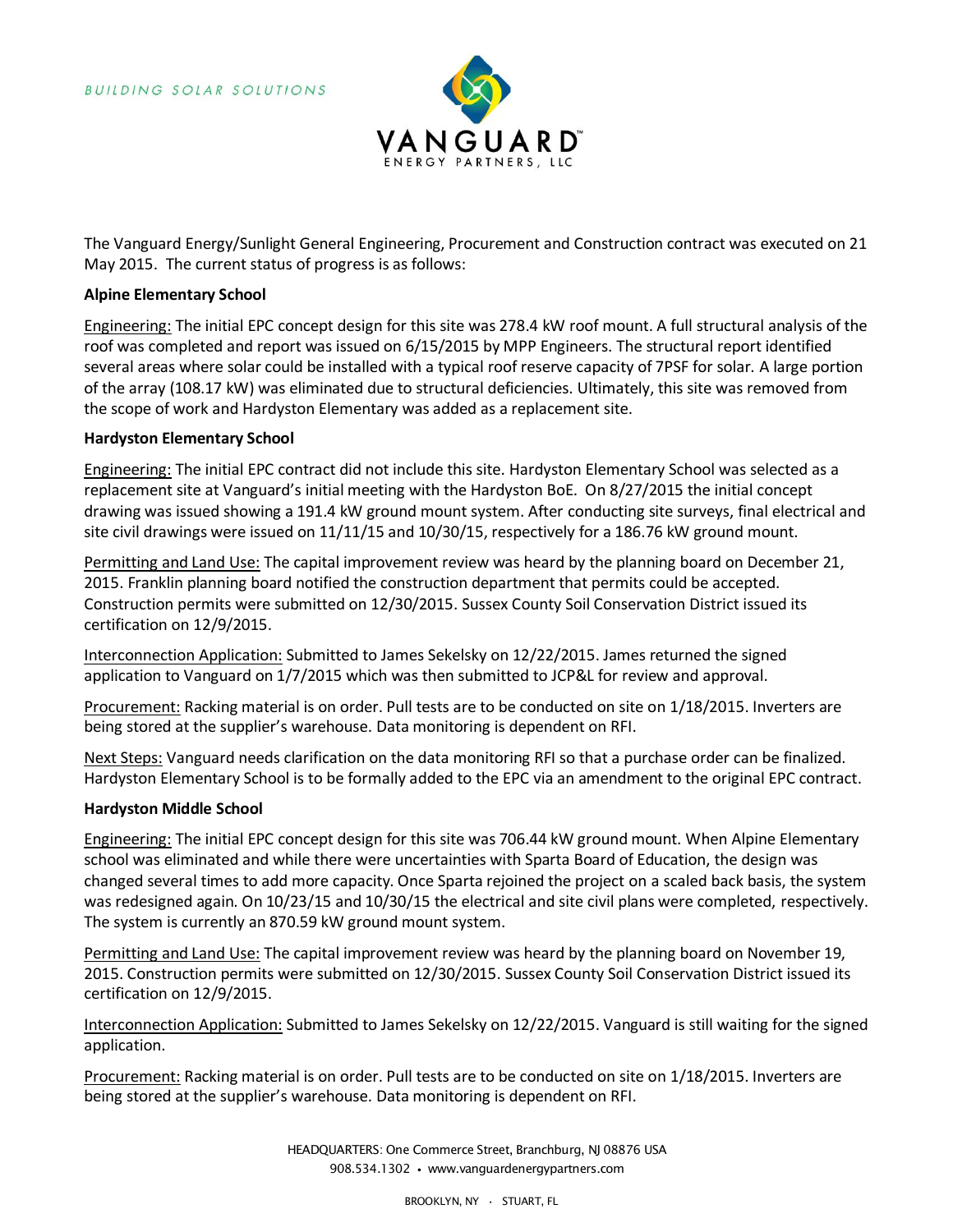BUILDING SOLAR SOLUTIONS

VANGUARD™ ENERGY PARTNERS, LLC

The Vanguard Energy/Sunlight General Engineering, Procurement and Construction contract was executed on 21 May 2015. The current status of progress is as follows:

**Alpine Elementary School**

Engineering: The initial EPC concept design for this site was 278.4 kW roof mount. A full structural analysis of the roof was completed and report was issued on 6/15/2015 by MPP Engineers. The structural report identified several areas where solar could be installed with a typical roof reserve capacity of 7PSF for solar. A large portion of the array (108.17 kW) was eliminated due to structural deficiencies. Ultimately, this site was removed from the scope of work and Hardyston Elementary was added as a replacement site.

**Hardyston Elementary School**

Engineering: The initial EPC contract did not include this site. Hardyston Elementary School was selected as a replacement site at Vanguard's initial meeting with the Hardyston BoE. On 8/27/2015 the initial concept drawing was issued showing a 191.4 kW ground mount system. After conducting site surveys, final electrical and site civil drawings were issued on 11/11/15 and 10/30/15, respectively for a 186.76 kW ground mount.

Permitting and Land Use: The capital improvement review was heard by the planning board on December 21, 2015. Franklin planning board notified the construction department that permits could be accepted. Construction permits were submitted on 12/30/2015. Sussex County Soil Conservation District issued its certification on 12/9/2015.

Interconnection Application: Submitted to James Sekelsky on 12/22/2015. James returned the signed application to Vanguard on 1/7/2015 which was then submitted to JCP&L for review and approval.

Procurement: Racking material is on order. Pull tests are to be conducted on site on 1/18/2015. Inverters are being stored at the supplier's warehouse. Data monitoring is dependent on RFI.

Next Steps: Vanguard needs clarification on the data monitoring RFI so that a purchase order can be finalized. Hardyston Elementary School is to be formally added to the EPC via an amendment to the original EPC contract.

**Hardyston Middle School**

Engineering: The initial EPC concept design for this site was 706.44 kW ground mount. When Alpine Elementary school was eliminated and while there were uncertainties with Sparta Board of Education, the design was changed several times to add more capacity. Once Sparta rejoined the project on a scaled back basis, the system was redesigned again. On 10/23/15 and 10/30/15 the electrical and site civil plans were completed, respectively. The system is currently an 870.59 kW ground mount system.

Permitting and Land Use: The capital improvement review was heard by the planning board on November 19, 2015. Construction permits were submitted on 12/30/2015. Sussex County Soil Conservation District issued its certification on 12/9/2015.

Interconnection Application: Submitted to James Sekelsky on 12/22/2015. Vanguard is still waiting for the signed application.

Procurement: Racking material is on order. Pull tests are to be conducted on site on 1/18/2015. Inverters are being stored at the supplier's warehouse. Data monitoring is dependent on RFI.

HEADQUARTERS: One Commerce Street, Branchburg, NJ 08876 USA
908.534.1302 • www.vanguardenergypartners.com

BROOKLYN, NY · STUART, FL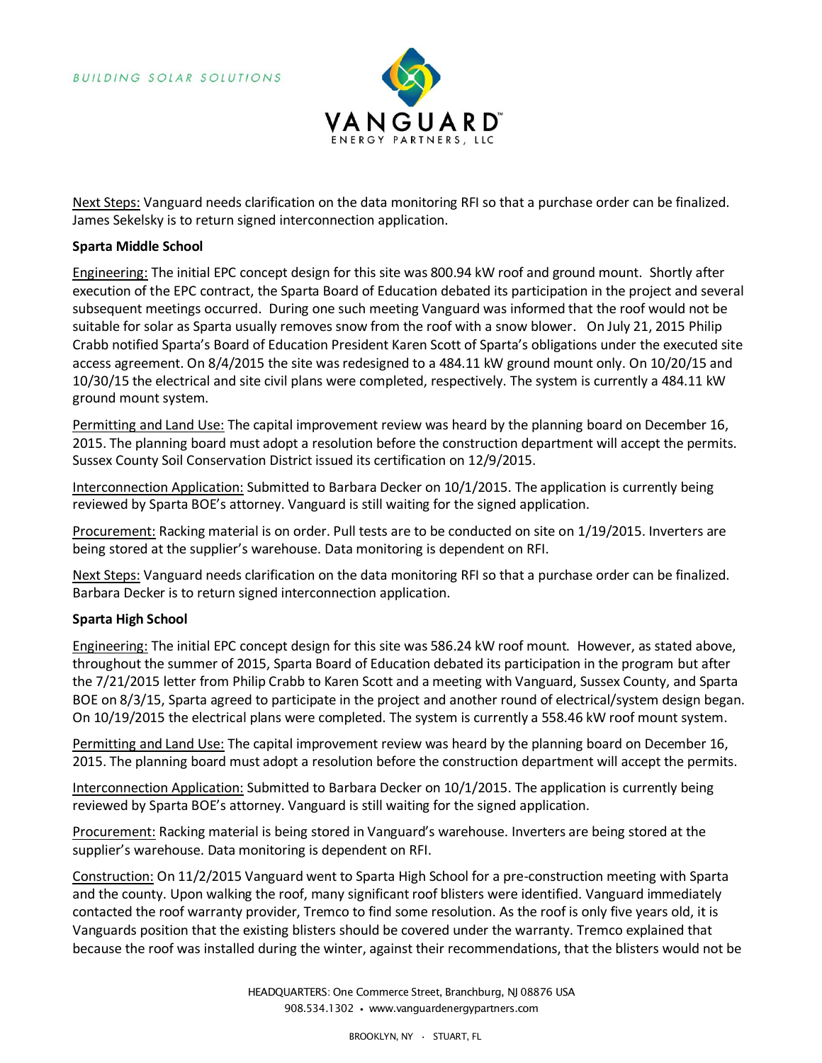Next Steps: Vanguard needs clarification on the data monitoring RFI so that a purchase order can be finalized. James Sekelsky is to return signed interconnection application.

**Sparta Middle School**

Engineering: The initial EPC concept design for this site was 800.94 kW roof and ground mount. Shortly after execution of the EPC contract, the Sparta Board of Education debated its participation in the project and several subsequent meetings occurred. During one such meeting Vanguard was informed that the roof would not be suitable for solar as Sparta usually removes snow from the roof with a snow blower. On July 21, 2015 Philip Crabb notified Sparta's Board of Education President Karen Scott of Sparta's obligations under the executed site access agreement. On 8/4/2015 the site was redesigned to a 484.11 kW ground mount only. On 10/20/15 and 10/30/15 the electrical and site civil plans were completed, respectively. The system is currently a 484.11 kW ground mount system.

Permitting and Land Use: The capital improvement review was heard by the planning board on December 16, 2015. The planning board must adopt a resolution before the construction department will accept the permits. Sussex County Soil Conservation District issued its certification on 12/9/2015.

Interconnection Application: Submitted to Barbara Decker on 10/1/2015. The application is currently being reviewed by Sparta BOE's attorney. Vanguard is still waiting for the signed application.

Procurement: Racking material is on order. Pull tests are to be conducted on site on 1/19/2015. Inverters are being stored at the supplier's warehouse. Data monitoring is dependent on RFI.

Next Steps: Vanguard needs clarification on the data monitoring RFI so that a purchase order can be finalized. Barbara Decker is to return signed interconnection application.

**Sparta High School**

Engineering: The initial EPC concept design for this site was 586.24 kW roof mount. However, as stated above, throughout the summer of 2015, Sparta Board of Education debated its participation in the program but after the 7/21/2015 letter from Philip Crabb to Karen Scott and a meeting with Vanguard, Sussex County, and Sparta BOE on 8/3/15, Sparta agreed to participate in the project and another round of electrical/system design began. On 10/19/2015 the electrical plans were completed. The system is currently a 558.46 kW roof mount system.

Permitting and Land Use: The capital improvement review was heard by the planning board on December 16, 2015. The planning board must adopt a resolution before the construction department will accept the permits.

Interconnection Application: Submitted to Barbara Decker on 10/1/2015. The application is currently being reviewed by Sparta BOE's attorney. Vanguard is still waiting for the signed application.

Procurement: Racking material is being stored in Vanguard's warehouse. Inverters are being stored at the supplier's warehouse. Data monitoring is dependent on RFI.

Construction: On 11/2/2015 Vanguard went to Sparta High School for a pre-construction meeting with Sparta and the county. Upon walking the roof, many significant roof blisters were identified. Vanguard immediately contacted the roof warranty provider, Tremco to find some resolution. As the roof is only five years old, it is Vanguards position that the existing blisters should be covered under the warranty. Tremco explained that because the roof was installed during the winter, against their recommendations, that the blisters would not be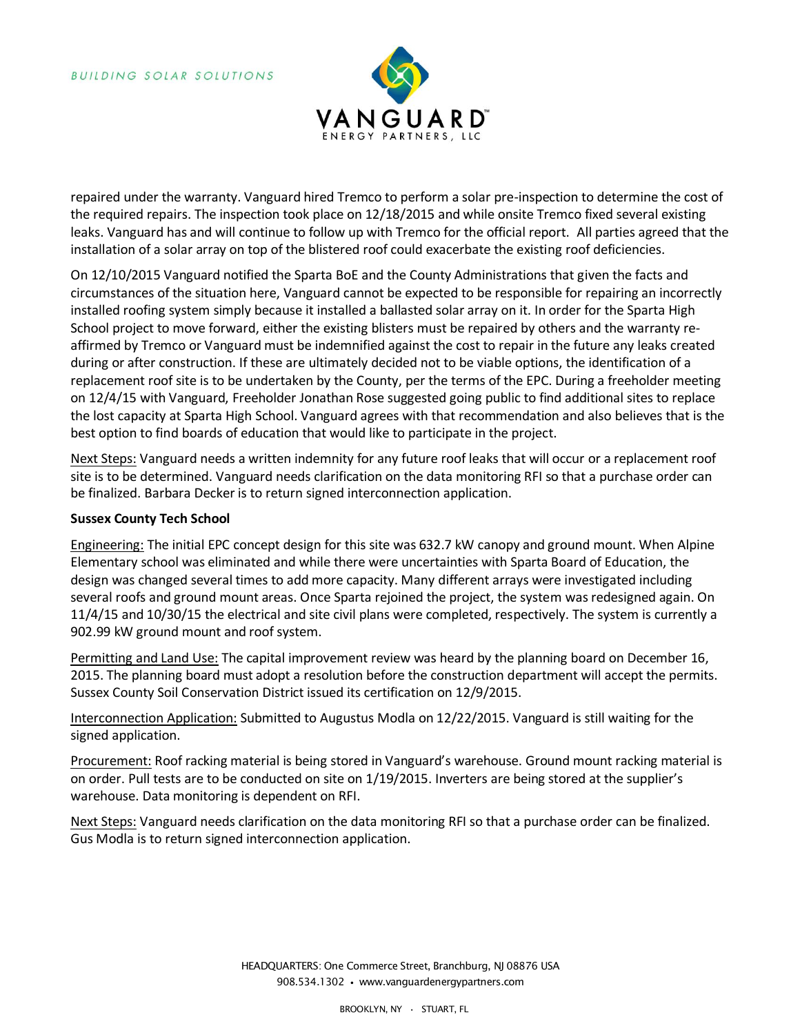repaired under the warranty. Vanguard hired Tremco to perform a solar pre-inspection to determine the cost of the required repairs. The inspection took place on 12/18/2015 and while onsite Tremco fixed several existing leaks. Vanguard has and will continue to follow up with Tremco for the official report. All parties agreed that the installation of a solar array on top of the blistered roof could exacerbate the existing roof deficiencies.

On 12/10/2015 Vanguard notified the Sparta BoE and the County Administrations that given the facts and circumstances of the situation here, Vanguard cannot be expected to be responsible for repairing an incorrectly installed roofing system simply because it installed a ballasted solar array on it. In order for the Sparta High School project to move forward, either the existing blisters must be repaired by others and the warranty re-affirmed by Tremco or Vanguard must be indemnified against the cost to repair in the future any leaks created during or after construction. If these are ultimately decided not to be viable options, the identification of a replacement roof site is to be undertaken by the County, per the terms of the EPC. During a freeholder meeting on 12/4/15 with Vanguard, Freeholder Jonathan Rose suggested going public to find additional sites to replace the lost capacity at Sparta High School. Vanguard agrees with that recommendation and also believes that is the best option to find boards of education that would like to participate in the project.

Next Steps: Vanguard needs a written indemnity for any future roof leaks that will occur or a replacement roof site is to be determined. Vanguard needs clarification on the data monitoring RFI so that a purchase order can be finalized. Barbara Decker is to return signed interconnection application.

**Sussex County Tech School**

Engineering: The initial EPC concept design for this site was 632.7 kW canopy and ground mount. When Alpine Elementary school was eliminated and while there were uncertainties with Sparta Board of Education, the design was changed several times to add more capacity. Many different arrays were investigated including several roofs and ground mount areas. Once Sparta rejoined the project, the system was redesigned again. On 11/4/15 and 10/30/15 the electrical and site civil plans were completed, respectively. The system is currently a 902.99 kW ground mount and roof system.

Permitting and Land Use: The capital improvement review was heard by the planning board on December 16, 2015. The planning board must adopt a resolution before the construction department will accept the permits. Sussex County Soil Conservation District issued its certification on 12/9/2015.

Interconnection Application: Submitted to Augustus Modla on 12/22/2015. Vanguard is still waiting for the signed application.

Procurement: Roof racking material is being stored in Vanguard's warehouse. Ground mount racking material is on order. Pull tests are to be conducted on site on 1/19/2015. Inverters are being stored at the supplier's warehouse. Data monitoring is dependent on RFI.

Next Steps: Vanguard needs clarification on the data monitoring RFI so that a purchase order can be finalized. Gus Modla is to return signed interconnection application.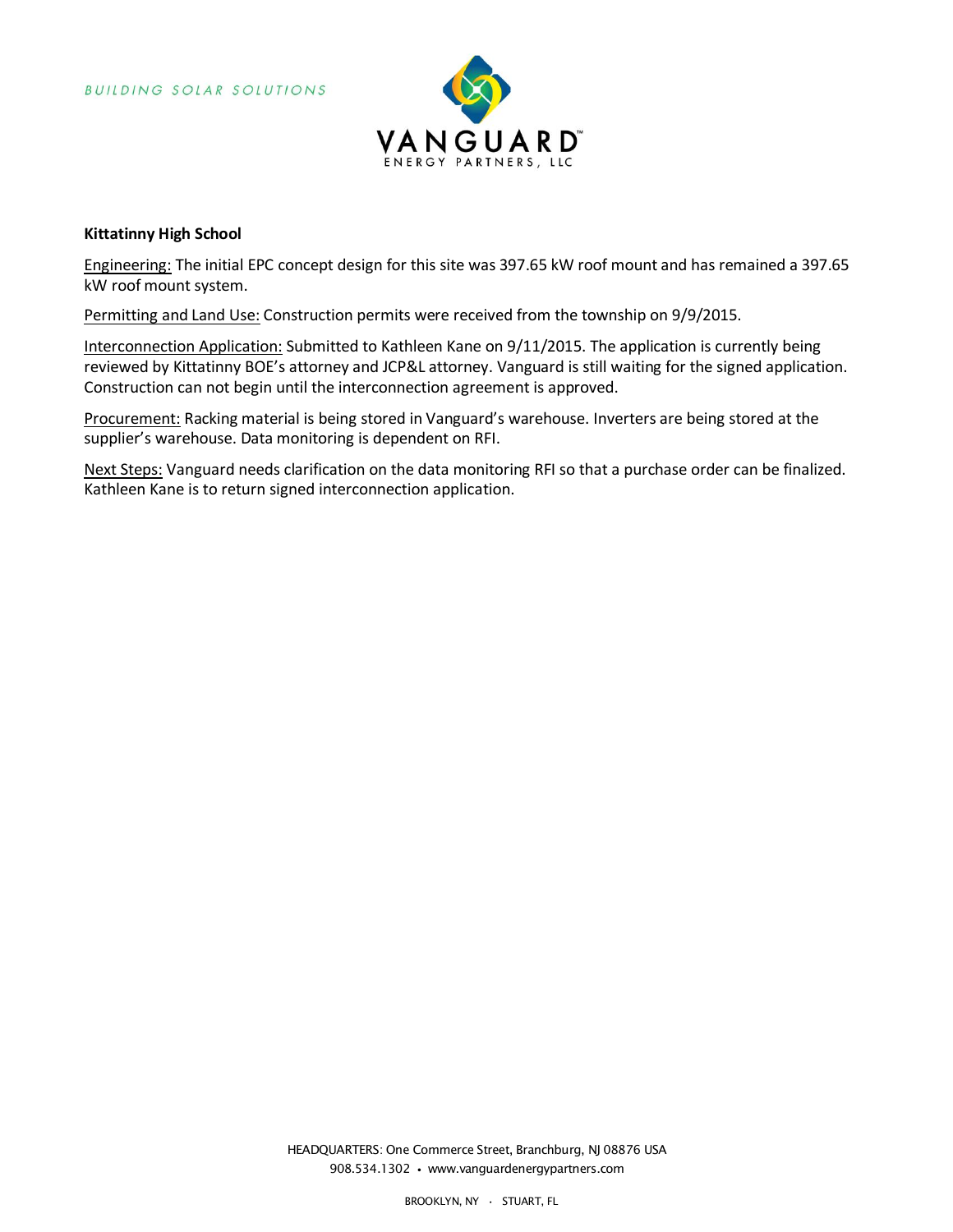**Kittatinny High School**

Engineering: The initial EPC concept design for this site was 397.65 kW roof mount and has remained a 397.65 kW roof mount system.

Permitting and Land Use: Construction permits were received from the township on 9/9/2015.

Interconnection Application: Submitted to Kathleen Kane on 9/11/2015. The application is currently being reviewed by Kittatinny BOE's attorney and JCP&L attorney. Vanguard is still waiting for the signed application. Construction can not begin until the interconnection agreement is approved.

Procurement: Racking material is being stored in Vanguard's warehouse. Inverters are being stored at the supplier's warehouse. Data monitoring is dependent on RFI.

Next Steps: Vanguard needs clarification on the data monitoring RFI so that a purchase order can be finalized. Kathleen Kane is to return signed interconnection application.